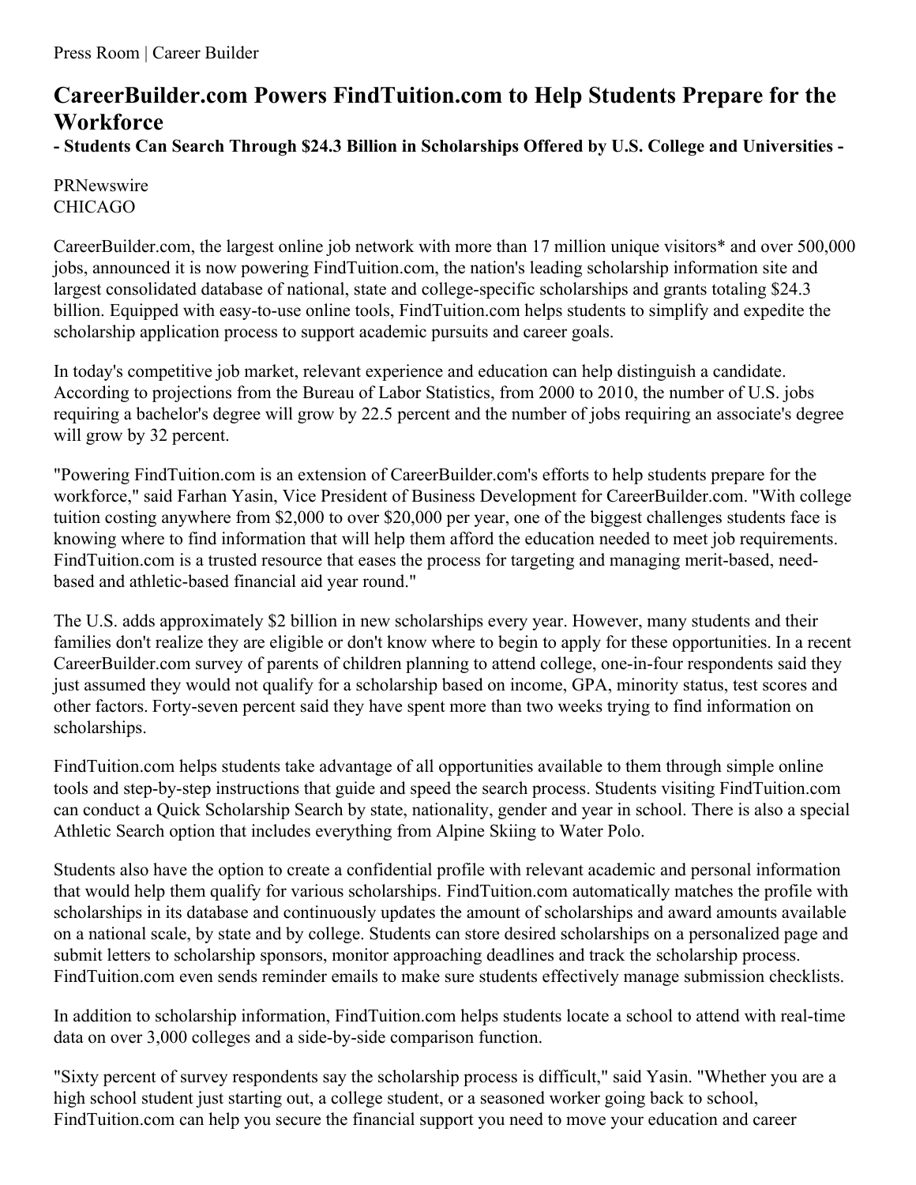Press Room | Career Builder

# CareerBuilder.com Powers FindTuition.com to Help Students Prepare for the Workforce

**- Students Can Search Through $24.3 Billion in Scholarships Offered by U.S. College and Universities -**

PRNewswire
CHICAGO

CareerBuilder.com, the largest online job network with more than 17 million unique visitors* and over 500,000 jobs, announced it is now powering FindTuition.com, the nation's leading scholarship information site and largest consolidated database of national, state and college-specific scholarships and grants totaling $24.3 billion. Equipped with easy-to-use online tools, FindTuition.com helps students to simplify and expedite the scholarship application process to support academic pursuits and career goals.

In today's competitive job market, relevant experience and education can help distinguish a candidate. According to projections from the Bureau of Labor Statistics, from 2000 to 2010, the number of U.S. jobs requiring a bachelor's degree will grow by 22.5 percent and the number of jobs requiring an associate's degree will grow by 32 percent.

"Powering FindTuition.com is an extension of CareerBuilder.com's efforts to help students prepare for the workforce," said Farhan Yasin, Vice President of Business Development for CareerBuilder.com. "With college tuition costing anywhere from $2,000 to over $20,000 per year, one of the biggest challenges students face is knowing where to find information that will help them afford the education needed to meet job requirements. FindTuition.com is a trusted resource that eases the process for targeting and managing merit-based, need-based and athletic-based financial aid year round."

The U.S. adds approximately $2 billion in new scholarships every year. However, many students and their families don't realize they are eligible or don't know where to begin to apply for these opportunities. In a recent CareerBuilder.com survey of parents of children planning to attend college, one-in-four respondents said they just assumed they would not qualify for a scholarship based on income, GPA, minority status, test scores and other factors. Forty-seven percent said they have spent more than two weeks trying to find information on scholarships.

FindTuition.com helps students take advantage of all opportunities available to them through simple online tools and step-by-step instructions that guide and speed the search process. Students visiting FindTuition.com can conduct a Quick Scholarship Search by state, nationality, gender and year in school. There is also a special Athletic Search option that includes everything from Alpine Skiing to Water Polo.

Students also have the option to create a confidential profile with relevant academic and personal information that would help them qualify for various scholarships. FindTuition.com automatically matches the profile with scholarships in its database and continuously updates the amount of scholarships and award amounts available on a national scale, by state and by college. Students can store desired scholarships on a personalized page and submit letters to scholarship sponsors, monitor approaching deadlines and track the scholarship process. FindTuition.com even sends reminder emails to make sure students effectively manage submission checklists.

In addition to scholarship information, FindTuition.com helps students locate a school to attend with real-time data on over 3,000 colleges and a side-by-side comparison function.

"Sixty percent of survey respondents say the scholarship process is difficult," said Yasin. "Whether you are a high school student just starting out, a college student, or a seasoned worker going back to school, FindTuition.com can help you secure the financial support you need to move your education and career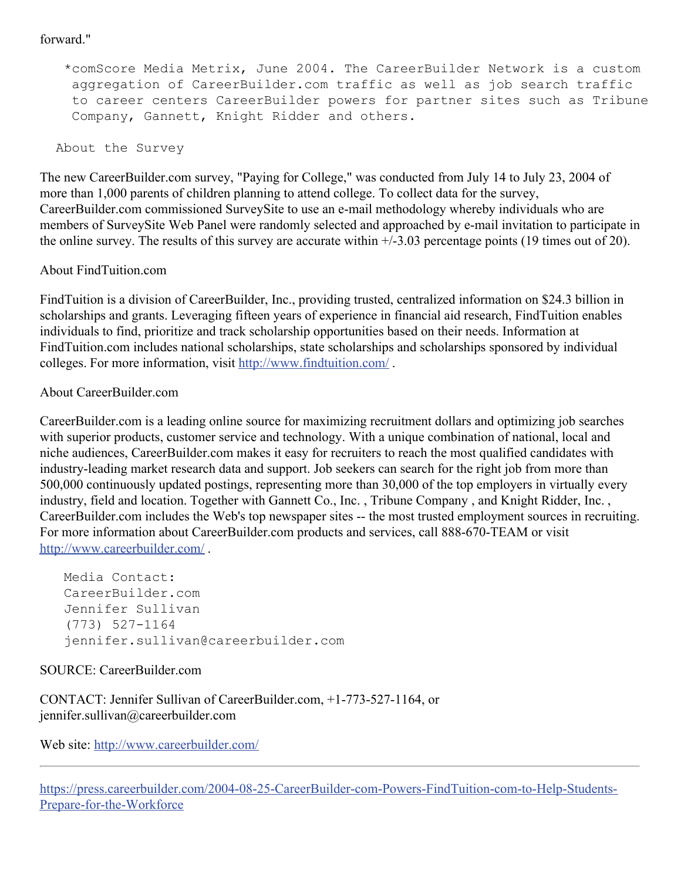forward."

```
*comScore Media Metrix, June 2004. The CareerBuilder Network is a custom
 aggregation of CareerBuilder.com traffic as well as job search traffic
 to career centers CareerBuilder powers for partner sites such as Tribune
 Company, Gannett, Knight Ridder and others.
```

About the Survey

The new CareerBuilder.com survey, "Paying for College," was conducted from July 14 to July 23, 2004 of more than 1,000 parents of children planning to attend college. To collect data for the survey, CareerBuilder.com commissioned SurveySite to use an e-mail methodology whereby individuals who are members of SurveySite Web Panel were randomly selected and approached by e-mail invitation to participate in the online survey. The results of this survey are accurate within +/-3.03 percentage points (19 times out of 20).

About FindTuition.com

FindTuition is a division of CareerBuilder, Inc., providing trusted, centralized information on $24.3 billion in scholarships and grants. Leveraging fifteen years of experience in financial aid research, FindTuition enables individuals to find, prioritize and track scholarship opportunities based on their needs. Information at FindTuition.com includes national scholarships, state scholarships and scholarships sponsored by individual colleges. For more information, visit http://www.findtuition.com/ .

About CareerBuilder.com

CareerBuilder.com is a leading online source for maximizing recruitment dollars and optimizing job searches with superior products, customer service and technology. With a unique combination of national, local and niche audiences, CareerBuilder.com makes it easy for recruiters to reach the most qualified candidates with industry-leading market research data and support. Job seekers can search for the right job from more than 500,000 continuously updated postings, representing more than 30,000 of the top employers in virtually every industry, field and location. Together with Gannett Co., Inc. , Tribune Company , and Knight Ridder, Inc. , CareerBuilder.com includes the Web's top newspaper sites -- the most trusted employment sources in recruiting. For more information about CareerBuilder.com products and services, call 888-670-TEAM or visit http://www.careerbuilder.com/ .

```
Media Contact:
CareerBuilder.com
Jennifer Sullivan
(773) 527-1164
jennifer.sullivan@careerbuilder.com
```

SOURCE: CareerBuilder.com

CONTACT: Jennifer Sullivan of CareerBuilder.com, +1-773-527-1164, or jennifer.sullivan@careerbuilder.com

Web site: http://www.careerbuilder.com/

---

https://press.careerbuilder.com/2004-08-25-CareerBuilder-com-Powers-FindTuition-com-to-Help-Students-Prepare-for-the-Workforce